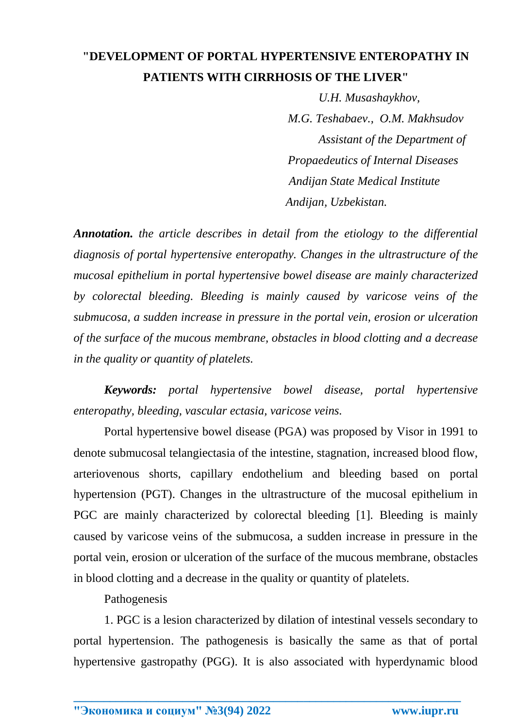# "DEVELOPMENT OF PORTAL HYPERTENSIVE ENTEROPATHY IN PATIENTS WITH CIRRHOSIS OF THE LIVER"

*U.H. Musashaykhov,*
*M.G. Teshabaev., O.M. Makhsudov*
*Assistant of the Department of*
*Propaedeutics of Internal Diseases*
*Andijan State Medical Institute*
*Andijan, Uzbekistan.*

***Annotation.*** *the article describes in detail from the etiology to the differential diagnosis of portal hypertensive enteropathy. Changes in the ultrastructure of the mucosal epithelium in portal hypertensive bowel disease are mainly characterized by colorectal bleeding. Bleeding is mainly caused by varicose veins of the submucosa, a sudden increase in pressure in the portal vein, erosion or ulceration of the surface of the mucous membrane, obstacles in blood clotting and a decrease in the quality or quantity of platelets.*

***Keywords:*** *portal hypertensive bowel disease, portal hypertensive enteropathy, bleeding, vascular ectasia, varicose veins.*

Portal hypertensive bowel disease (PGA) was proposed by Visor in 1991 to denote submucosal telangiectasia of the intestine, stagnation, increased blood flow, arteriovenous shorts, capillary endothelium and bleeding based on portal hypertension (PGT). Changes in the ultrastructure of the mucosal epithelium in PGC are mainly characterized by colorectal bleeding [1]. Bleeding is mainly caused by varicose veins of the submucosa, a sudden increase in pressure in the portal vein, erosion or ulceration of the surface of the mucous membrane, obstacles in blood clotting and a decrease in the quality or quantity of platelets.

Pathogenesis

1. PGC is a lesion characterized by dilation of intestinal vessels secondary to portal hypertension. The pathogenesis is basically the same as that of portal hypertensive gastropathy (PGG). It is also associated with hyperdynamic blood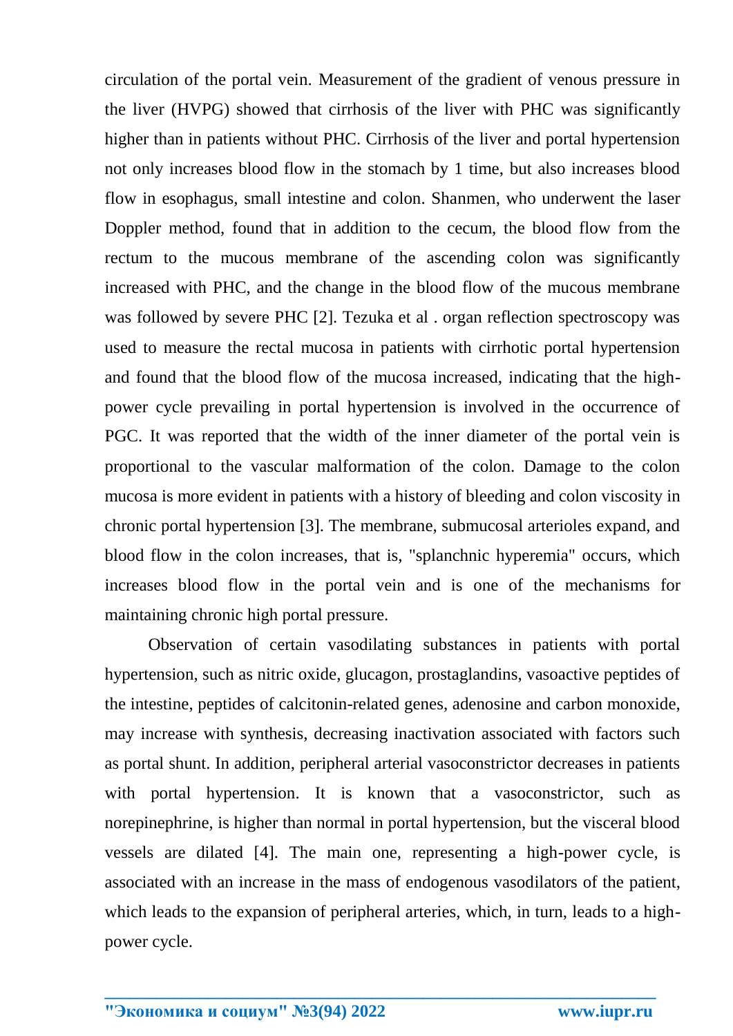circulation of the portal vein. Measurement of the gradient of venous pressure in the liver (HVPG) showed that cirrhosis of the liver with PHC was significantly higher than in patients without PHC. Cirrhosis of the liver and portal hypertension not only increases blood flow in the stomach by 1 time, but also increases blood flow in esophagus, small intestine and colon. Shanmen, who underwent the laser Doppler method, found that in addition to the cecum, the blood flow from the rectum to the mucous membrane of the ascending colon was significantly increased with PHC, and the change in the blood flow of the mucous membrane was followed by severe PHC [2]. Tezuka et al . organ reflection spectroscopy was used to measure the rectal mucosa in patients with cirrhotic portal hypertension and found that the blood flow of the mucosa increased, indicating that the high-power cycle prevailing in portal hypertension is involved in the occurrence of PGC. It was reported that the width of the inner diameter of the portal vein is proportional to the vascular malformation of the colon. Damage to the colon mucosa is more evident in patients with a history of bleeding and colon viscosity in chronic portal hypertension [3]. The membrane, submucosal arterioles expand, and blood flow in the colon increases, that is, "splanchnic hyperemia" occurs, which increases blood flow in the portal vein and is one of the mechanisms for maintaining chronic high portal pressure.

Observation of certain vasodilating substances in patients with portal hypertension, such as nitric oxide, glucagon, prostaglandins, vasoactive peptides of the intestine, peptides of calcitonin-related genes, adenosine and carbon monoxide, may increase with synthesis, decreasing inactivation associated with factors such as portal shunt. In addition, peripheral arterial vasoconstrictor decreases in patients with portal hypertension. It is known that a vasoconstrictor, such as norepinephrine, is higher than normal in portal hypertension, but the visceral blood vessels are dilated [4]. The main one, representing a high-power cycle, is associated with an increase in the mass of endogenous vasodilators of the patient, which leads to the expansion of peripheral arteries, which, in turn, leads to a high-power cycle.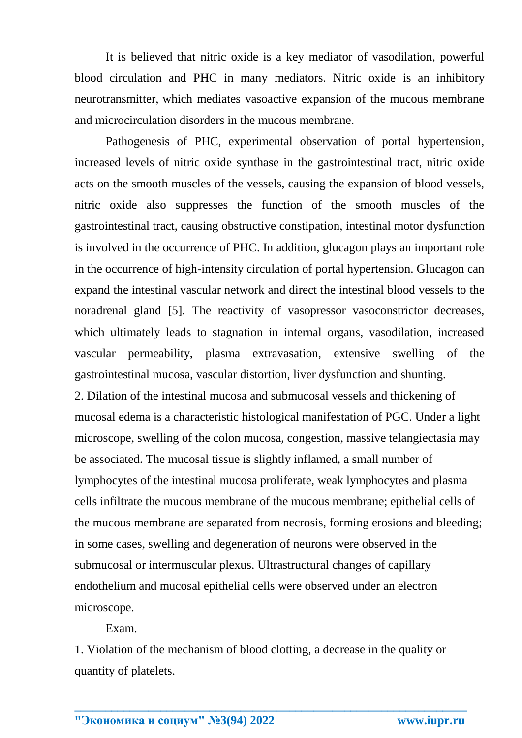It is believed that nitric oxide is a key mediator of vasodilation, powerful blood circulation and PHC in many mediators. Nitric oxide is an inhibitory neurotransmitter, which mediates vasoactive expansion of the mucous membrane and microcirculation disorders in the mucous membrane.

Pathogenesis of PHC, experimental observation of portal hypertension, increased levels of nitric oxide synthase in the gastrointestinal tract, nitric oxide acts on the smooth muscles of the vessels, causing the expansion of blood vessels, nitric oxide also suppresses the function of the smooth muscles of the gastrointestinal tract, causing obstructive constipation, intestinal motor dysfunction is involved in the occurrence of PHC. In addition, glucagon plays an important role in the occurrence of high-intensity circulation of portal hypertension. Glucagon can expand the intestinal vascular network and direct the intestinal blood vessels to the noradrenal gland [5]. The reactivity of vasopressor vasoconstrictor decreases, which ultimately leads to stagnation in internal organs, vasodilation, increased vascular permeability, plasma extravasation, extensive swelling of the gastrointestinal mucosa, vascular distortion, liver dysfunction and shunting.

2. Dilation of the intestinal mucosa and submucosal vessels and thickening of mucosal edema is a characteristic histological manifestation of PGC. Under a light microscope, swelling of the colon mucosa, congestion, massive telangiectasia may be associated. The mucosal tissue is slightly inflamed, a small number of lymphocytes of the intestinal mucosa proliferate, weak lymphocytes and plasma cells infiltrate the mucous membrane of the mucous membrane; epithelial cells of the mucous membrane are separated from necrosis, forming erosions and bleeding; in some cases, swelling and degeneration of neurons were observed in the submucosal or intermuscular plexus. Ultrastructural changes of capillary endothelium and mucosal epithelial cells were observed under an electron microscope.

Exam.

1. Violation of the mechanism of blood clotting, a decrease in the quality or quantity of platelets.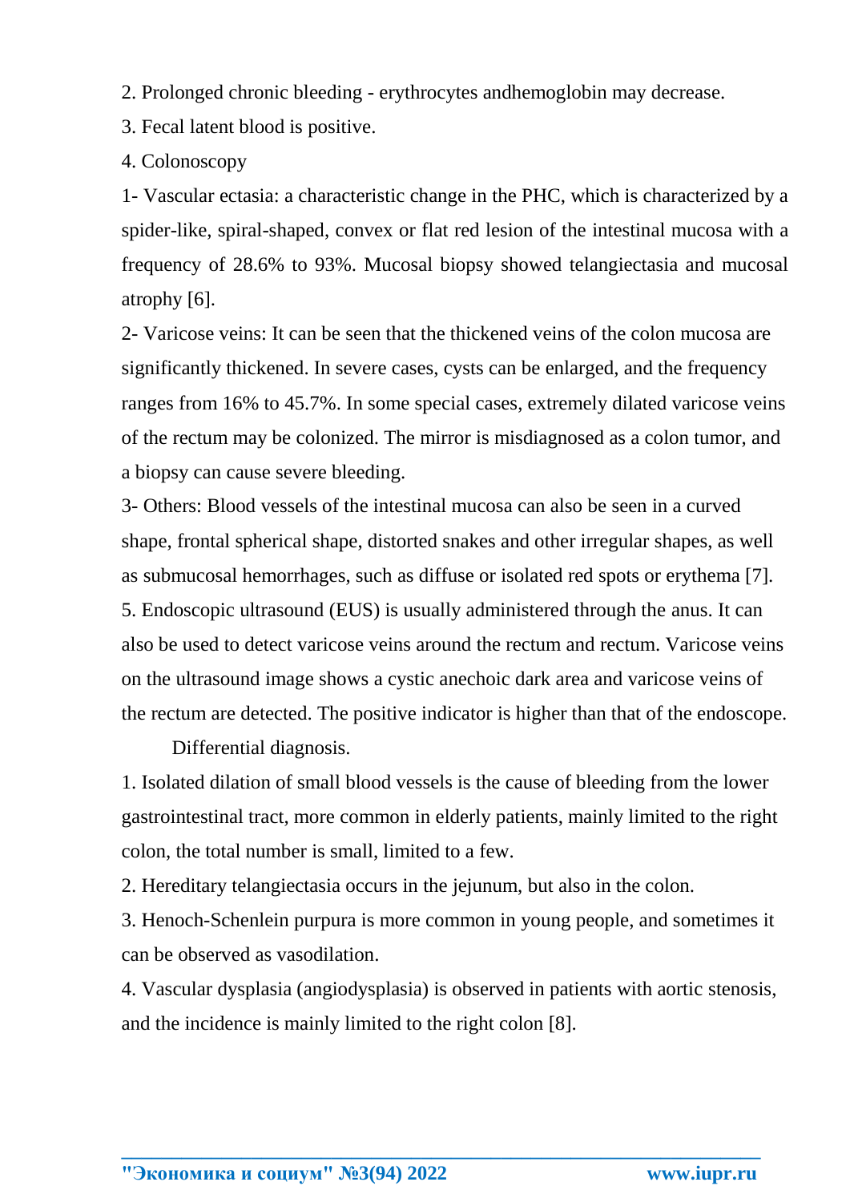2. Prolonged chronic bleeding - erythrocytes andhemoglobin may decrease.

3. Fecal latent blood is positive.

4. Colonoscopy

1- Vascular ectasia: a characteristic change in the PHC, which is characterized by a spider-like, spiral-shaped, convex or flat red lesion of the intestinal mucosa with a frequency of 28.6% to 93%. Mucosal biopsy showed telangiectasia and mucosal atrophy [6].

2- Varicose veins: It can be seen that the thickened veins of the colon mucosa are significantly thickened. In severe cases, cysts can be enlarged, and the frequency ranges from 16% to 45.7%. In some special cases, extremely dilated varicose veins of the rectum may be colonized. The mirror is misdiagnosed as a colon tumor, and a biopsy can cause severe bleeding.

3- Others: Blood vessels of the intestinal mucosa can also be seen in a curved shape, frontal spherical shape, distorted snakes and other irregular shapes, as well as submucosal hemorrhages, such as diffuse or isolated red spots or erythema [7].

5. Endoscopic ultrasound (EUS) is usually administered through the anus. It can also be used to detect varicose veins around the rectum and rectum. Varicose veins on the ultrasound image shows a cystic anechoic dark area and varicose veins of the rectum are detected. The positive indicator is higher than that of the endoscope.

Differential diagnosis.

1. Isolated dilation of small blood vessels is the cause of bleeding from the lower gastrointestinal tract, more common in elderly patients, mainly limited to the right colon, the total number is small, limited to a few.

2. Hereditary telangiectasia occurs in the jejunum, but also in the colon.

3. Henoch-Schenlein purpura is more common in young people, and sometimes it can be observed as vasodilation.

4. Vascular dysplasia (angiodysplasia) is observed in patients with aortic stenosis, and the incidence is mainly limited to the right colon [8].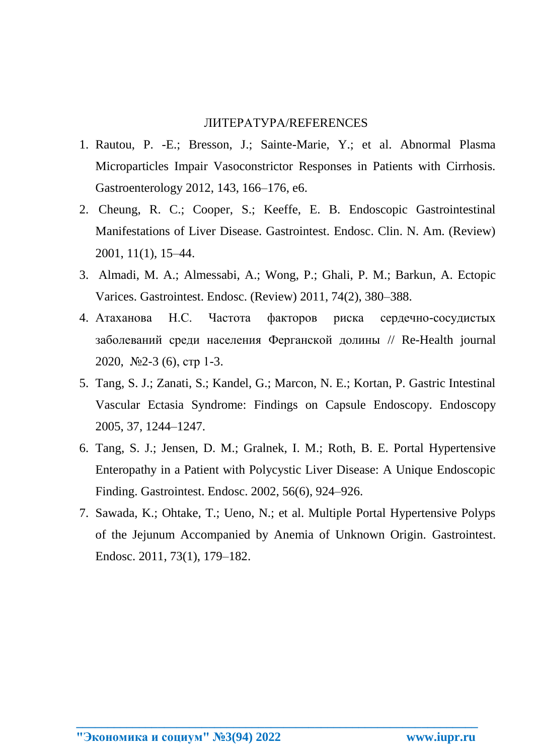## ЛИТЕРАТУРА/REFERENCES

1. Rautou, P. -E.; Bresson, J.; Sainte-Marie, Y.; et al. Abnormal Plasma Microparticles Impair Vasoconstrictor Responses in Patients with Cirrhosis. Gastroenterology 2012, 143, 166–176, e6.
2. Cheung, R. C.; Cooper, S.; Keeffe, E. B. Endoscopic Gastrointestinal Manifestations of Liver Disease. Gastrointest. Endosc. Clin. N. Am. (Review) 2001, 11(1), 15–44.
3. Almadi, M. A.; Almessabi, A.; Wong, P.; Ghali, P. M.; Barkun, A. Ectopic Varices. Gastrointest. Endosc. (Review) 2011, 74(2), 380–388.
4. Атаханова Н.С. Частота факторов риска сердечно-сосудистых заболеваний среди населения Ферганской долины // Re-Health journal 2020, №2-3 (6), стр 1-3.
5. Tang, S. J.; Zanati, S.; Kandel, G.; Marcon, N. E.; Kortan, P. Gastric Intestinal Vascular Ectasia Syndrome: Findings on Capsule Endoscopy. Endoscopy 2005, 37, 1244–1247.
6. Tang, S. J.; Jensen, D. M.; Gralnek, I. M.; Roth, B. E. Portal Hypertensive Enteropathy in a Patient with Polycystic Liver Disease: A Unique Endoscopic Finding. Gastrointest. Endosc. 2002, 56(6), 924–926.
7. Sawada, K.; Ohtake, T.; Ueno, N.; et al. Multiple Portal Hypertensive Polyps of the Jejunum Accompanied by Anemia of Unknown Origin. Gastrointest. Endosc. 2011, 73(1), 179–182.